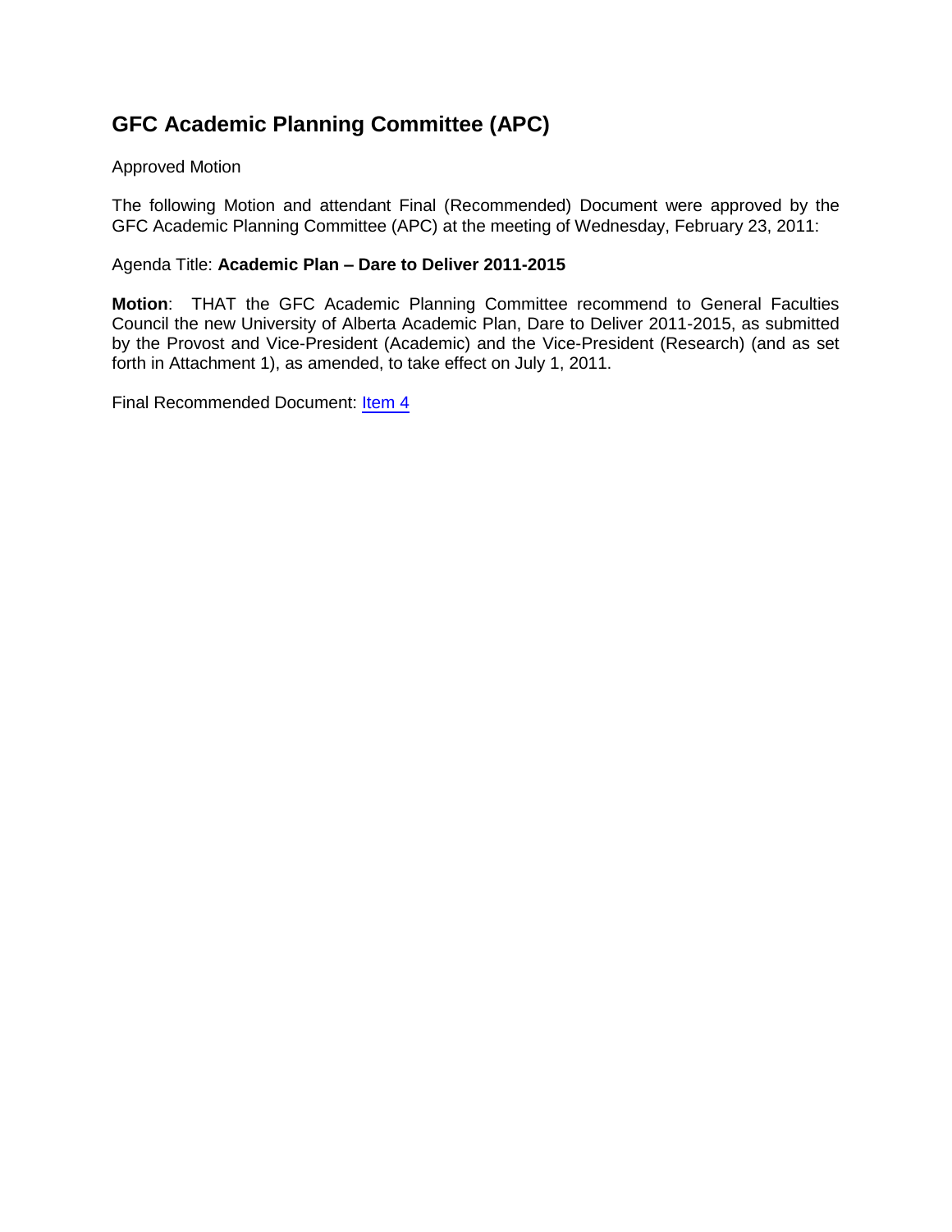# GFC Academic Planning Committee (APC)

Approved Motion

The following Motion and attendant Final (Recommended) Document were approved by the GFC Academic Planning Committee (APC) at the meeting of Wednesday, February 23, 2011:

Agenda Title: **Academic Plan – Dare to Deliver 2011-2015**

**Motion**: THAT the GFC Academic Planning Committee recommend to General Faculties Council the new University of Alberta Academic Plan, Dare to Deliver 2011-2015, as submitted by the Provost and Vice-President (Academic) and the Vice-President (Research) (and as set forth in Attachment 1), as amended, to take effect on July 1, 2011.

Final Recommended Document: Item 4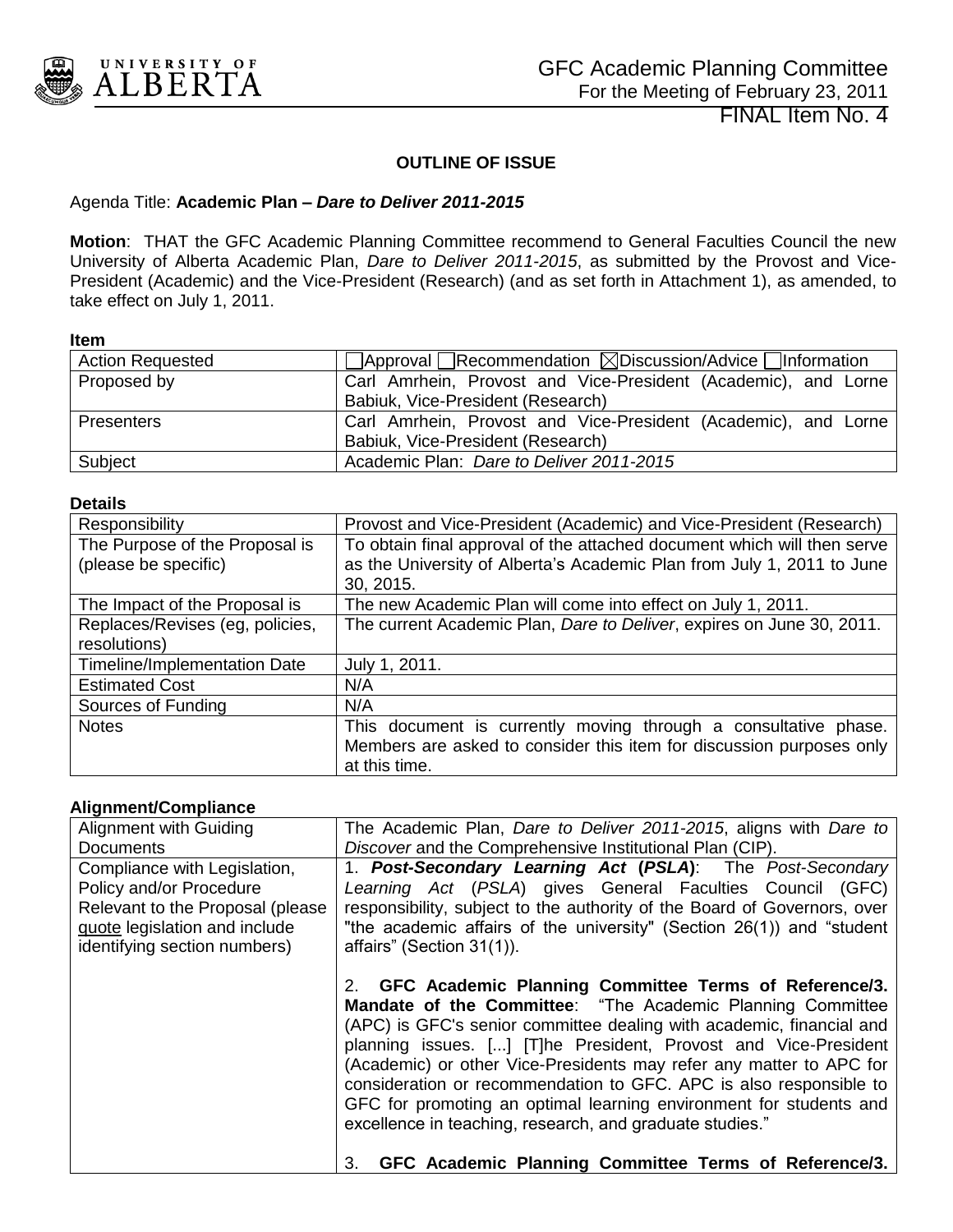GFC Academic Planning Committee
For the Meeting of February 23, 2011

FINAL Item No. 4

**OUTLINE OF ISSUE**

Agenda Title: **Academic Plan – *Dare to Deliver 2011-2015***

**Motion**: THAT the GFC Academic Planning Committee recommend to General Faculties Council the new University of Alberta Academic Plan, *Dare to Deliver 2011-2015*, as submitted by the Provost and Vice-President (Academic) and the Vice-President (Research) (and as set forth in Attachment 1), as amended, to take effect on July 1, 2011.

**Item**

| | |
|---|---|
| Action Requested | ☐Approval ☐Recommendation ☒Discussion/Advice ☐Information |
| Proposed by | Carl Amrhein, Provost and Vice-President (Academic), and Lorne Babiuk, Vice-President (Research) |
| Presenters | Carl Amrhein, Provost and Vice-President (Academic), and Lorne Babiuk, Vice-President (Research) |
| Subject | Academic Plan: *Dare to Deliver 2011-2015* |

**Details**

| | |
|---|---|
| Responsibility | Provost and Vice-President (Academic) and Vice-President (Research) |
| The Purpose of the Proposal is (please be specific) | To obtain final approval of the attached document which will then serve as the University of Alberta's Academic Plan from July 1, 2011 to June 30, 2015. |
| The Impact of the Proposal is | The new Academic Plan will come into effect on July 1, 2011. |
| Replaces/Revises (eg, policies, resolutions) | The current Academic Plan, *Dare to Deliver*, expires on June 30, 2011. |
| Timeline/Implementation Date | July 1, 2011. |
| Estimated Cost | N/A |
| Sources of Funding | N/A |
| Notes | This document is currently moving through a consultative phase. Members are asked to consider this item for discussion purposes only at this time. |

**Alignment/Compliance**

| | |
|---|---|
| Alignment with Guiding Documents | The Academic Plan, *Dare to Deliver 2011-2015*, aligns with *Dare to Discover* and the Comprehensive Institutional Plan (CIP). |
| Compliance with Legislation, Policy and/or Procedure Relevant to the Proposal (please quote legislation and include identifying section numbers) | 1. ***Post-Secondary Learning Act* (*PSLA*)**: The *Post-Secondary Learning Act* (*PSLA*) gives General Faculties Council (GFC) responsibility, subject to the authority of the Board of Governors, over "the academic affairs of the university" (Section 26(1)) and "student affairs" (Section 31(1)).<br><br>2. **GFC Academic Planning Committee Terms of Reference/3. Mandate of the Committee**: "The Academic Planning Committee (APC) is GFC's senior committee dealing with academic, financial and planning issues. [...] [T]he President, Provost and Vice-President (Academic) or other Vice-Presidents may refer any matter to APC for consideration or recommendation to GFC. APC is also responsible to GFC for promoting an optimal learning environment for students and excellence in teaching, research, and graduate studies."<br><br>3. **GFC Academic Planning Committee Terms of Reference/3.** |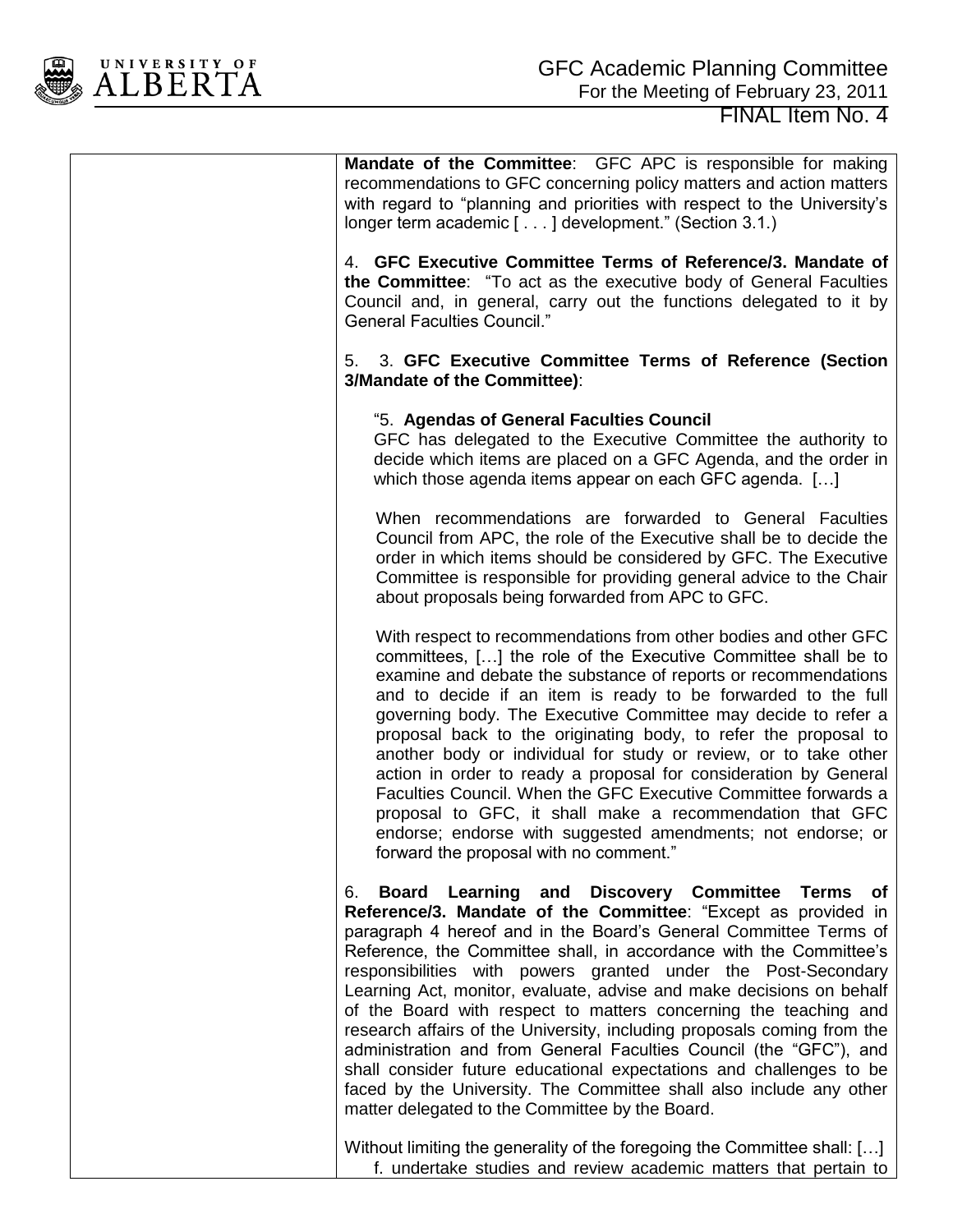**Mandate of the Committee**: GFC APC is responsible for making recommendations to GFC concerning policy matters and action matters with regard to "planning and priorities with respect to the University's longer term academic [ . . . ] development." (Section 3.1.)

4. **GFC Executive Committee Terms of Reference/3. Mandate of the Committee**: "To act as the executive body of General Faculties Council and, in general, carry out the functions delegated to it by General Faculties Council."

5. 3. **GFC Executive Committee Terms of Reference (Section 3/Mandate of the Committee)**:

> "5. **Agendas of General Faculties Council**
> GFC has delegated to the Executive Committee the authority to decide which items are placed on a GFC Agenda, and the order in which those agenda items appear on each GFC agenda. […]
>
> When recommendations are forwarded to General Faculties Council from APC, the role of the Executive shall be to decide the order in which items should be considered by GFC. The Executive Committee is responsible for providing general advice to the Chair about proposals being forwarded from APC to GFC.
>
> With respect to recommendations from other bodies and other GFC committees, […] the role of the Executive Committee shall be to examine and debate the substance of reports or recommendations and to decide if an item is ready to be forwarded to the full governing body. The Executive Committee may decide to refer a proposal back to the originating body, to refer the proposal to another body or individual for study or review, or to take other action in order to ready a proposal for consideration by General Faculties Council. When the GFC Executive Committee forwards a proposal to GFC, it shall make a recommendation that GFC endorse; endorse with suggested amendments; not endorse; or forward the proposal with no comment."

6. **Board Learning and Discovery Committee Terms of Reference/3. Mandate of the Committee**: "Except as provided in paragraph 4 hereof and in the Board's General Committee Terms of Reference, the Committee shall, in accordance with the Committee's responsibilities with powers granted under the Post-Secondary Learning Act, monitor, evaluate, advise and make decisions on behalf of the Board with respect to matters concerning the teaching and research affairs of the University, including proposals coming from the administration and from General Faculties Council (the "GFC"), and shall consider future educational expectations and challenges to be faced by the University. The Committee shall also include any other matter delegated to the Committee by the Board.

Without limiting the generality of the foregoing the Committee shall: […]
f. undertake studies and review academic matters that pertain to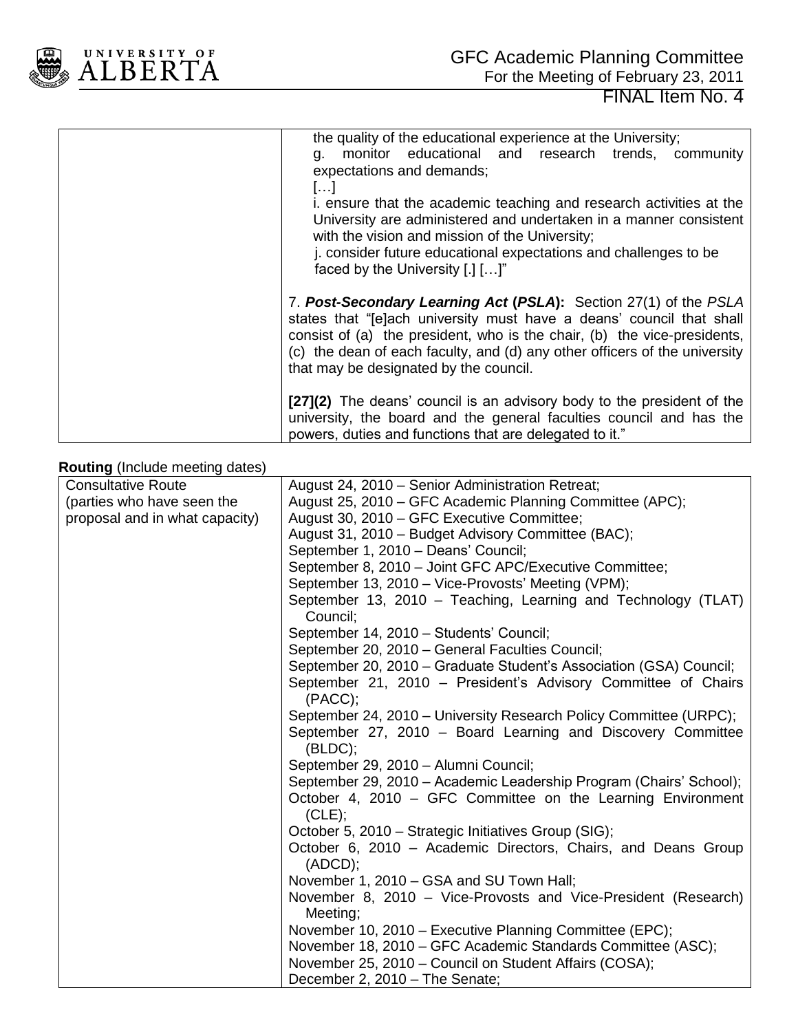| | the quality of the educational experience at the University;<br>g. monitor educational and research trends, community expectations and demands;<br>[…]<br>i. ensure that the academic teaching and research activities at the University are administered and undertaken in a manner consistent with the vision and mission of the University;<br>j. consider future educational expectations and challenges to be faced by the University [.] […]"<br><br>7. ***Post-Secondary Learning Act* (*PSLA*):** Section 27(1) of the *PSLA* states that "[e]ach university must have a deans' council that shall consist of (a) the president, who is the chair, (b) the vice-presidents, (c) the dean of each faculty, and (d) any other officers of the university that may be designated by the council.<br><br>**[27](2)** The deans' council is an advisory body to the president of the university, the board and the general faculties council and has the powers, duties and functions that are delegated to it." |
|---|---|

**Routing** (Include meeting dates)

| Consultative Route (parties who have seen the proposal and in what capacity) | August 24, 2010 – Senior Administration Retreat;<br>August 25, 2010 – GFC Academic Planning Committee (APC);<br>August 30, 2010 – GFC Executive Committee;<br>August 31, 2010 – Budget Advisory Committee (BAC);<br>September 1, 2010 – Deans' Council;<br>September 8, 2010 – Joint GFC APC/Executive Committee;<br>September 13, 2010 – Vice-Provosts' Meeting (VPM);<br>September 13, 2010 – Teaching, Learning and Technology (TLAT) Council;<br>September 14, 2010 – Students' Council;<br>September 20, 2010 – General Faculties Council;<br>September 20, 2010 – Graduate Student's Association (GSA) Council;<br>September 21, 2010 – President's Advisory Committee of Chairs (PACC);<br>September 24, 2010 – University Research Policy Committee (URPC);<br>September 27, 2010 – Board Learning and Discovery Committee (BLDC);<br>September 29, 2010 – Alumni Council;<br>September 29, 2010 – Academic Leadership Program (Chairs' School);<br>October 4, 2010 – GFC Committee on the Learning Environment (CLE);<br>October 5, 2010 – Strategic Initiatives Group (SIG);<br>October 6, 2010 – Academic Directors, Chairs, and Deans Group (ADCD);<br>November 1, 2010 – GSA and SU Town Hall;<br>November 8, 2010 – Vice-Provosts and Vice-President (Research) Meeting;<br>November 10, 2010 – Executive Planning Committee (EPC);<br>November 18, 2010 – GFC Academic Standards Committee (ASC);<br>November 25, 2010 – Council on Student Affairs (COSA);<br>December 2, 2010 – The Senate; |
|---|---|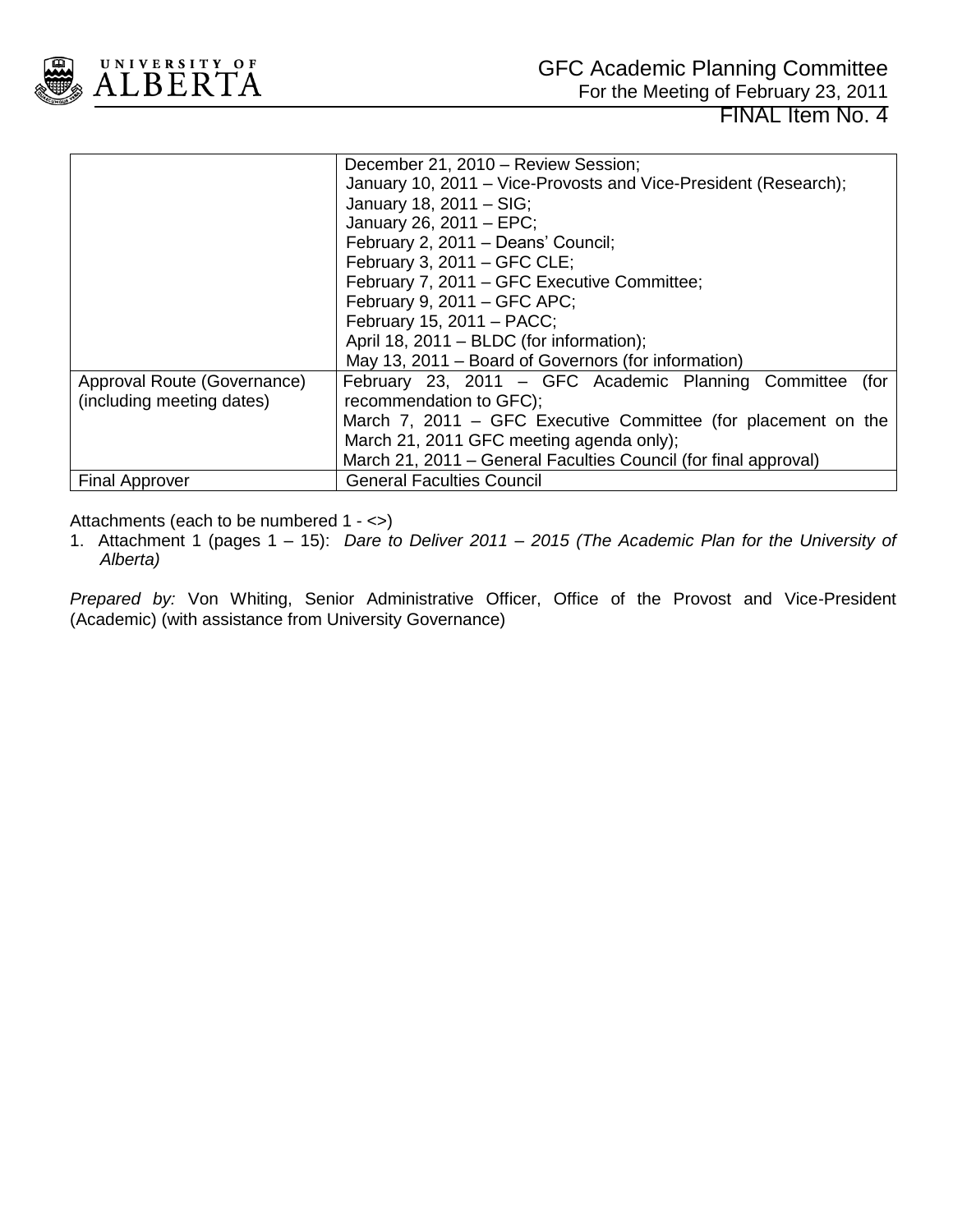| | |
|---|---|
| | December 21, 2010 – Review Session;<br>January 10, 2011 – Vice-Provosts and Vice-President (Research);<br>January 18, 2011 – SIG;<br>January 26, 2011 – EPC;<br>February 2, 2011 – Deans' Council;<br>February 3, 2011 – GFC CLE;<br>February 7, 2011 – GFC Executive Committee;<br>February 9, 2011 – GFC APC;<br>February 15, 2011 – PACC;<br>April 18, 2011 – BLDC (for information);<br>May 13, 2011 – Board of Governors (for information) |
| Approval Route (Governance) (including meeting dates) | February 23, 2011 – GFC Academic Planning Committee (for recommendation to GFC);<br>March 7, 2011 – GFC Executive Committee (for placement on the March 21, 2011 GFC meeting agenda only);<br>March 21, 2011 – General Faculties Council (for final approval) |
| Final Approver | General Faculties Council |

Attachments (each to be numbered 1 - <>)

1. Attachment 1 (pages 1 – 15): *Dare to Deliver 2011 – 2015 (The Academic Plan for the University of Alberta)*

*Prepared by:* Von Whiting, Senior Administrative Officer, Office of the Provost and Vice-President (Academic) (with assistance from University Governance)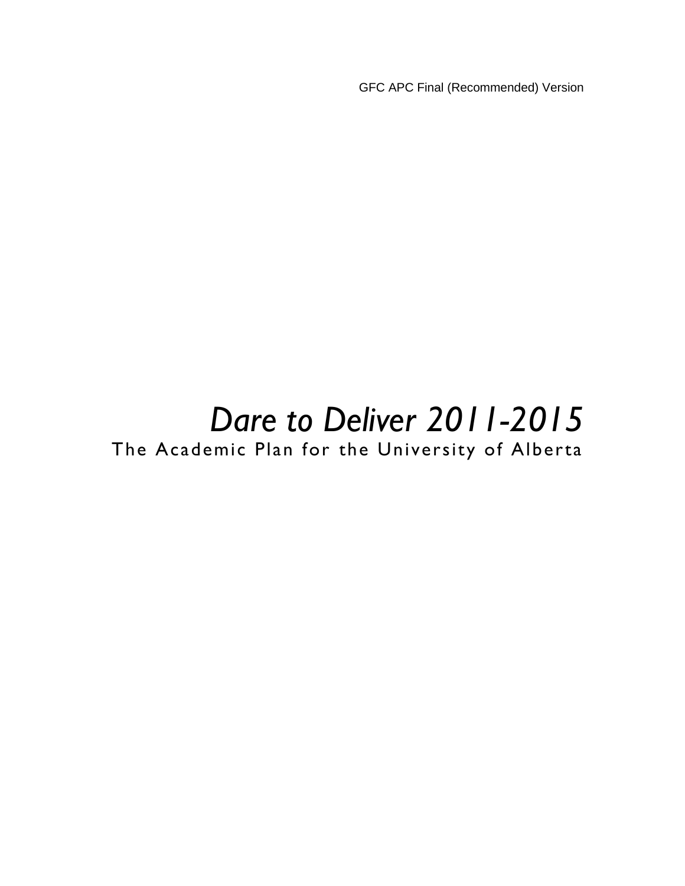GFC APC Final (Recommended) Version

# *Dare to Deliver 2011-2015*

## The Academic Plan for the University of Alberta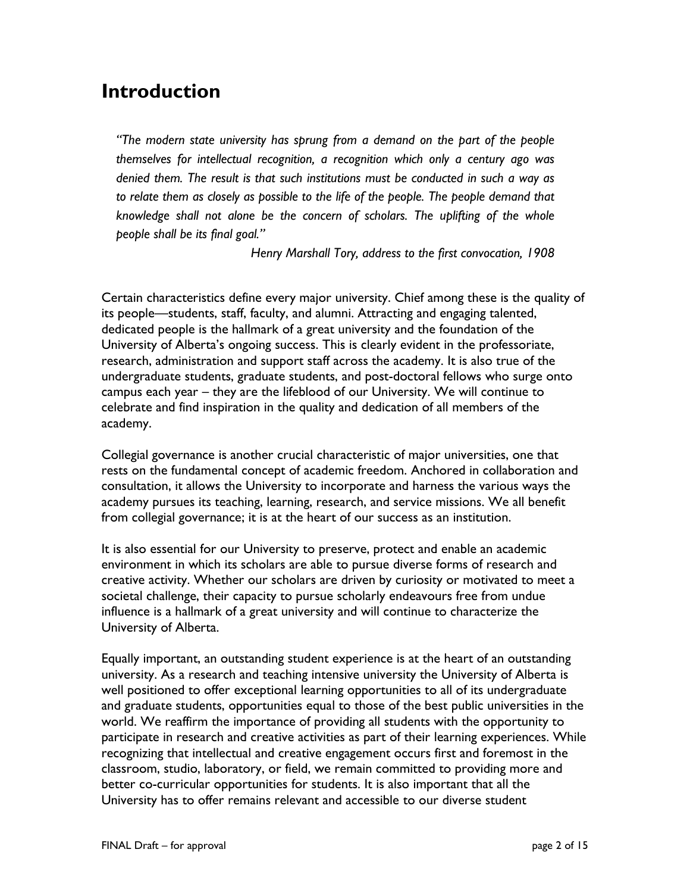# Introduction

> *"The modern state university has sprung from a demand on the part of the people themselves for intellectual recognition, a recognition which only a century ago was denied them. The result is that such institutions must be conducted in such a way as to relate them as closely as possible to the life of the people. The people demand that knowledge shall not alone be the concern of scholars. The uplifting of the whole people shall be its final goal."*
>
> *Henry Marshall Tory, address to the first convocation, 1908*

Certain characteristics define every major university. Chief among these is the quality of its people—students, staff, faculty, and alumni. Attracting and engaging talented, dedicated people is the hallmark of a great university and the foundation of the University of Alberta's ongoing success. This is clearly evident in the professoriate, research, administration and support staff across the academy. It is also true of the undergraduate students, graduate students, and post-doctoral fellows who surge onto campus each year – they are the lifeblood of our University. We will continue to celebrate and find inspiration in the quality and dedication of all members of the academy.

Collegial governance is another crucial characteristic of major universities, one that rests on the fundamental concept of academic freedom. Anchored in collaboration and consultation, it allows the University to incorporate and harness the various ways the academy pursues its teaching, learning, research, and service missions. We all benefit from collegial governance; it is at the heart of our success as an institution.

It is also essential for our University to preserve, protect and enable an academic environment in which its scholars are able to pursue diverse forms of research and creative activity. Whether our scholars are driven by curiosity or motivated to meet a societal challenge, their capacity to pursue scholarly endeavours free from undue influence is a hallmark of a great university and will continue to characterize the University of Alberta.

Equally important, an outstanding student experience is at the heart of an outstanding university. As a research and teaching intensive university the University of Alberta is well positioned to offer exceptional learning opportunities to all of its undergraduate and graduate students, opportunities equal to those of the best public universities in the world. We reaffirm the importance of providing all students with the opportunity to participate in research and creative activities as part of their learning experiences. While recognizing that intellectual and creative engagement occurs first and foremost in the classroom, studio, laboratory, or field, we remain committed to providing more and better co-curricular opportunities for students. It is also important that all the University has to offer remains relevant and accessible to our diverse student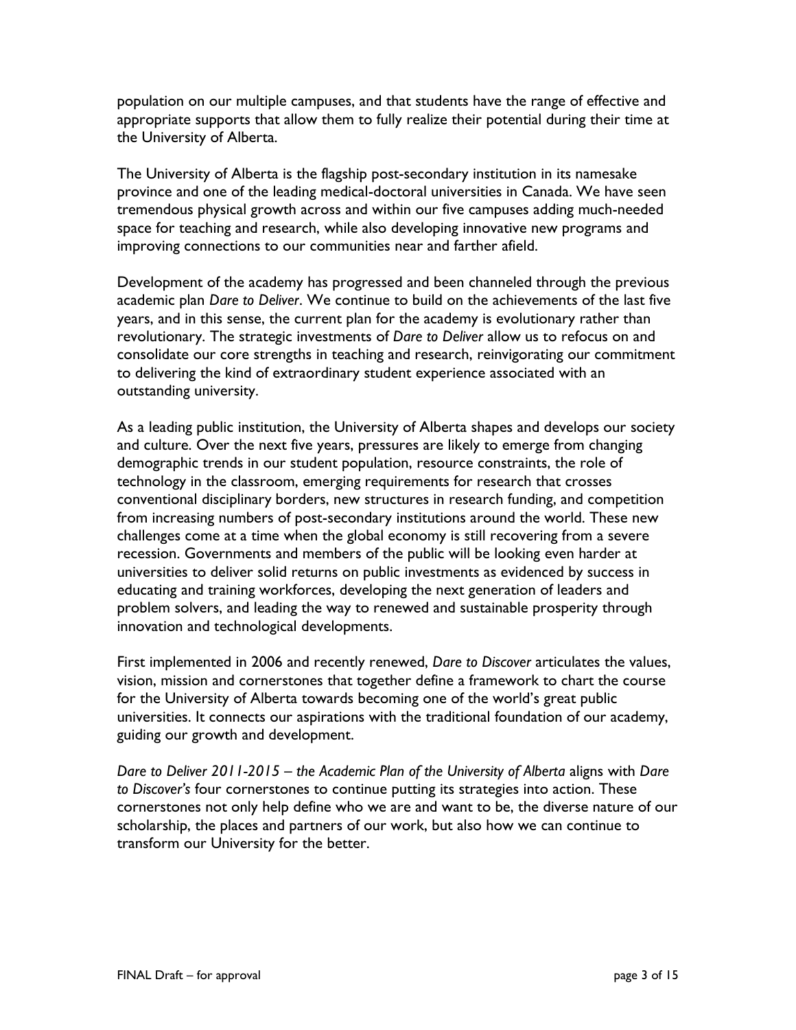population on our multiple campuses, and that students have the range of effective and appropriate supports that allow them to fully realize their potential during their time at the University of Alberta.

The University of Alberta is the flagship post-secondary institution in its namesake province and one of the leading medical-doctoral universities in Canada. We have seen tremendous physical growth across and within our five campuses adding much-needed space for teaching and research, while also developing innovative new programs and improving connections to our communities near and farther afield.

Development of the academy has progressed and been channeled through the previous academic plan *Dare to Deliver*. We continue to build on the achievements of the last five years, and in this sense, the current plan for the academy is evolutionary rather than revolutionary. The strategic investments of *Dare to Deliver* allow us to refocus on and consolidate our core strengths in teaching and research, reinvigorating our commitment to delivering the kind of extraordinary student experience associated with an outstanding university.

As a leading public institution, the University of Alberta shapes and develops our society and culture. Over the next five years, pressures are likely to emerge from changing demographic trends in our student population, resource constraints, the role of technology in the classroom, emerging requirements for research that crosses conventional disciplinary borders, new structures in research funding, and competition from increasing numbers of post-secondary institutions around the world. These new challenges come at a time when the global economy is still recovering from a severe recession. Governments and members of the public will be looking even harder at universities to deliver solid returns on public investments as evidenced by success in educating and training workforces, developing the next generation of leaders and problem solvers, and leading the way to renewed and sustainable prosperity through innovation and technological developments.

First implemented in 2006 and recently renewed, *Dare to Discover* articulates the values, vision, mission and cornerstones that together define a framework to chart the course for the University of Alberta towards becoming one of the world's great public universities. It connects our aspirations with the traditional foundation of our academy, guiding our growth and development.

*Dare to Deliver 2011-2015 – the Academic Plan of the University of Alberta* aligns with *Dare to Discover's* four cornerstones to continue putting its strategies into action. These cornerstones not only help define who we are and want to be, the diverse nature of our scholarship, the places and partners of our work, but also how we can continue to transform our University for the better.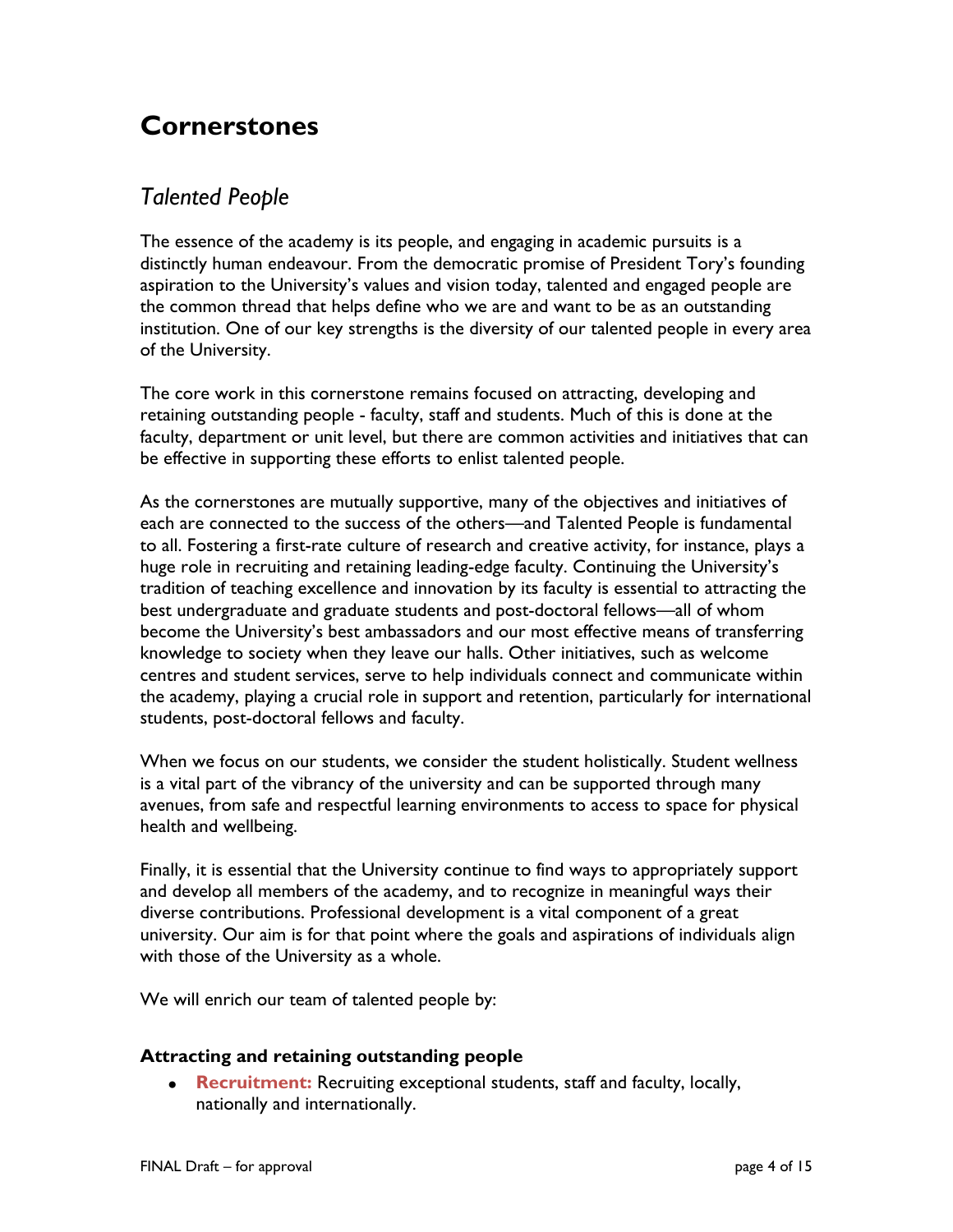# Cornerstones

## *Talented People*

The essence of the academy is its people, and engaging in academic pursuits is a distinctly human endeavour. From the democratic promise of President Tory's founding aspiration to the University's values and vision today, talented and engaged people are the common thread that helps define who we are and want to be as an outstanding institution. One of our key strengths is the diversity of our talented people in every area of the University.

The core work in this cornerstone remains focused on attracting, developing and retaining outstanding people - faculty, staff and students. Much of this is done at the faculty, department or unit level, but there are common activities and initiatives that can be effective in supporting these efforts to enlist talented people.

As the cornerstones are mutually supportive, many of the objectives and initiatives of each are connected to the success of the others—and Talented People is fundamental to all. Fostering a first-rate culture of research and creative activity, for instance, plays a huge role in recruiting and retaining leading-edge faculty. Continuing the University's tradition of teaching excellence and innovation by its faculty is essential to attracting the best undergraduate and graduate students and post-doctoral fellows—all of whom become the University's best ambassadors and our most effective means of transferring knowledge to society when they leave our halls. Other initiatives, such as welcome centres and student services, serve to help individuals connect and communicate within the academy, playing a crucial role in support and retention, particularly for international students, post-doctoral fellows and faculty.

When we focus on our students, we consider the student holistically. Student wellness is a vital part of the vibrancy of the university and can be supported through many avenues, from safe and respectful learning environments to access to space for physical health and wellbeing.

Finally, it is essential that the University continue to find ways to appropriately support and develop all members of the academy, and to recognize in meaningful ways their diverse contributions. Professional development is a vital component of a great university. Our aim is for that point where the goals and aspirations of individuals align with those of the University as a whole.

We will enrich our team of talented people by:

### Attracting and retaining outstanding people

- **Recruitment:** Recruiting exceptional students, staff and faculty, locally, nationally and internationally.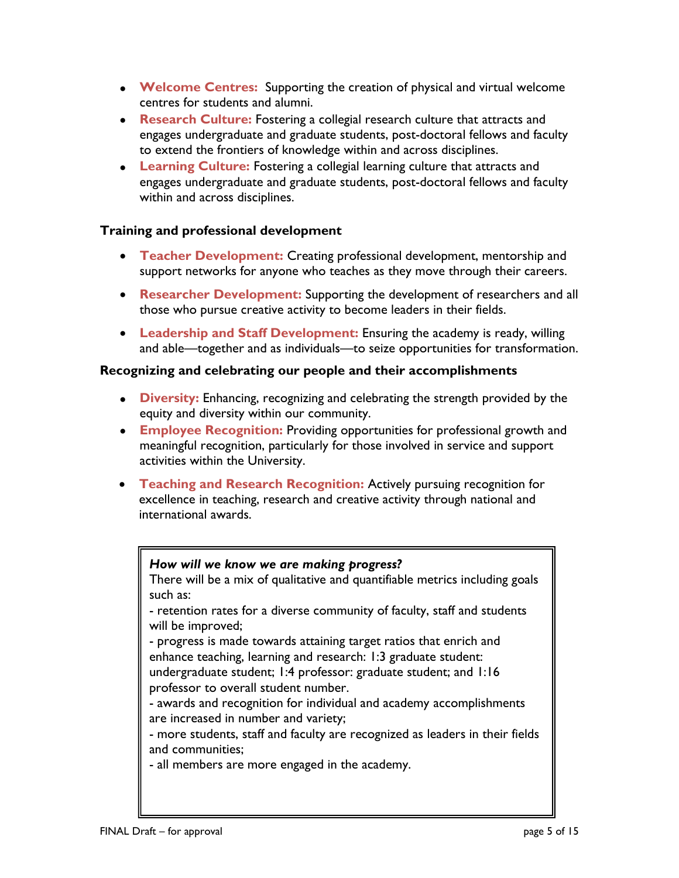- **Welcome Centres:** Supporting the creation of physical and virtual welcome centres for students and alumni.
- **Research Culture:** Fostering a collegial research culture that attracts and engages undergraduate and graduate students, post-doctoral fellows and faculty to extend the frontiers of knowledge within and across disciplines.
- **Learning Culture:** Fostering a collegial learning culture that attracts and engages undergraduate and graduate students, post-doctoral fellows and faculty within and across disciplines.

### Training and professional development

- **Teacher Development:** Creating professional development, mentorship and support networks for anyone who teaches as they move through their careers.
- **Researcher Development:** Supporting the development of researchers and all those who pursue creative activity to become leaders in their fields.
- **Leadership and Staff Development:** Ensuring the academy is ready, willing and able—together and as individuals—to seize opportunities for transformation.

### Recognizing and celebrating our people and their accomplishments

- **Diversity:** Enhancing, recognizing and celebrating the strength provided by the equity and diversity within our community.
- **Employee Recognition:** Providing opportunities for professional growth and meaningful recognition, particularly for those involved in service and support activities within the University.
- **Teaching and Research Recognition:** Actively pursuing recognition for excellence in teaching, research and creative activity through national and international awards.

> ***How will we know we are making progress?***
> There will be a mix of qualitative and quantifiable metrics including goals such as:
> - retention rates for a diverse community of faculty, staff and students will be improved;
> - progress is made towards attaining target ratios that enrich and enhance teaching, learning and research: 1:3 graduate student: undergraduate student; 1:4 professor: graduate student; and 1:16 professor to overall student number.
> - awards and recognition for individual and academy accomplishments are increased in number and variety;
> - more students, staff and faculty are recognized as leaders in their fields and communities;
> - all members are more engaged in the academy.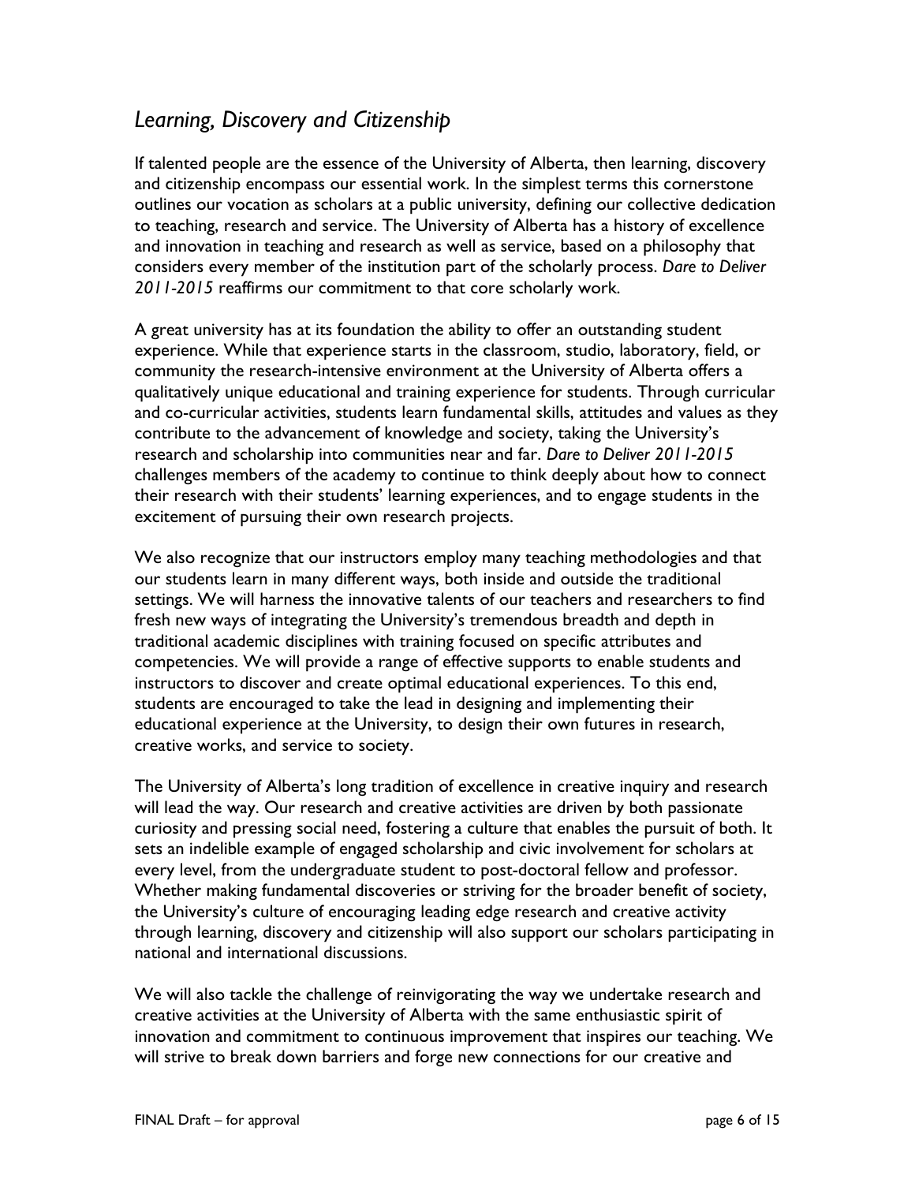## *Learning, Discovery and Citizenship*

If talented people are the essence of the University of Alberta, then learning, discovery and citizenship encompass our essential work. In the simplest terms this cornerstone outlines our vocation as scholars at a public university, defining our collective dedication to teaching, research and service. The University of Alberta has a history of excellence and innovation in teaching and research as well as service, based on a philosophy that considers every member of the institution part of the scholarly process. *Dare to Deliver 2011-2015* reaffirms our commitment to that core scholarly work.

A great university has at its foundation the ability to offer an outstanding student experience. While that experience starts in the classroom, studio, laboratory, field, or community the research-intensive environment at the University of Alberta offers a qualitatively unique educational and training experience for students. Through curricular and co-curricular activities, students learn fundamental skills, attitudes and values as they contribute to the advancement of knowledge and society, taking the University's research and scholarship into communities near and far. *Dare to Deliver 2011-2015* challenges members of the academy to continue to think deeply about how to connect their research with their students' learning experiences, and to engage students in the excitement of pursuing their own research projects.

We also recognize that our instructors employ many teaching methodologies and that our students learn in many different ways, both inside and outside the traditional settings. We will harness the innovative talents of our teachers and researchers to find fresh new ways of integrating the University's tremendous breadth and depth in traditional academic disciplines with training focused on specific attributes and competencies. We will provide a range of effective supports to enable students and instructors to discover and create optimal educational experiences. To this end, students are encouraged to take the lead in designing and implementing their educational experience at the University, to design their own futures in research, creative works, and service to society.

The University of Alberta's long tradition of excellence in creative inquiry and research will lead the way. Our research and creative activities are driven by both passionate curiosity and pressing social need, fostering a culture that enables the pursuit of both. It sets an indelible example of engaged scholarship and civic involvement for scholars at every level, from the undergraduate student to post-doctoral fellow and professor. Whether making fundamental discoveries or striving for the broader benefit of society, the University's culture of encouraging leading edge research and creative activity through learning, discovery and citizenship will also support our scholars participating in national and international discussions.

We will also tackle the challenge of reinvigorating the way we undertake research and creative activities at the University of Alberta with the same enthusiastic spirit of innovation and commitment to continuous improvement that inspires our teaching. We will strive to break down barriers and forge new connections for our creative and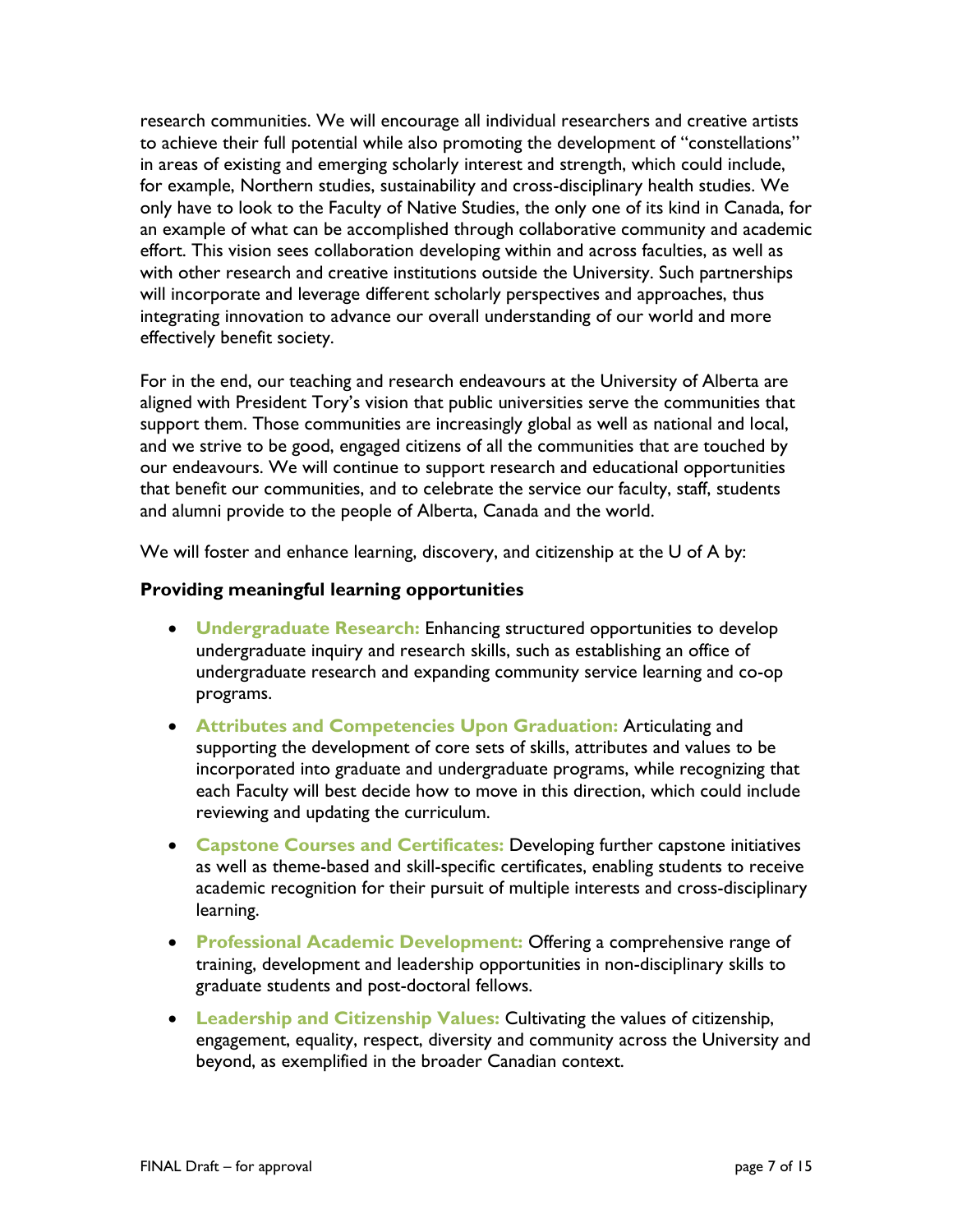research communities. We will encourage all individual researchers and creative artists to achieve their full potential while also promoting the development of "constellations" in areas of existing and emerging scholarly interest and strength, which could include, for example, Northern studies, sustainability and cross-disciplinary health studies. We only have to look to the Faculty of Native Studies, the only one of its kind in Canada, for an example of what can be accomplished through collaborative community and academic effort. This vision sees collaboration developing within and across faculties, as well as with other research and creative institutions outside the University. Such partnerships will incorporate and leverage different scholarly perspectives and approaches, thus integrating innovation to advance our overall understanding of our world and more effectively benefit society.

For in the end, our teaching and research endeavours at the University of Alberta are aligned with President Tory's vision that public universities serve the communities that support them. Those communities are increasingly global as well as national and local, and we strive to be good, engaged citizens of all the communities that are touched by our endeavours. We will continue to support research and educational opportunities that benefit our communities, and to celebrate the service our faculty, staff, students and alumni provide to the people of Alberta, Canada and the world.

We will foster and enhance learning, discovery, and citizenship at the U of A by:

### Providing meaningful learning opportunities

- **Undergraduate Research:** Enhancing structured opportunities to develop undergraduate inquiry and research skills, such as establishing an office of undergraduate research and expanding community service learning and co-op programs.
- **Attributes and Competencies Upon Graduation:** Articulating and supporting the development of core sets of skills, attributes and values to be incorporated into graduate and undergraduate programs, while recognizing that each Faculty will best decide how to move in this direction, which could include reviewing and updating the curriculum.
- **Capstone Courses and Certificates:** Developing further capstone initiatives as well as theme-based and skill-specific certificates, enabling students to receive academic recognition for their pursuit of multiple interests and cross-disciplinary learning.
- **Professional Academic Development:** Offering a comprehensive range of training, development and leadership opportunities in non-disciplinary skills to graduate students and post-doctoral fellows.
- **Leadership and Citizenship Values:** Cultivating the values of citizenship, engagement, equality, respect, diversity and community across the University and beyond, as exemplified in the broader Canadian context.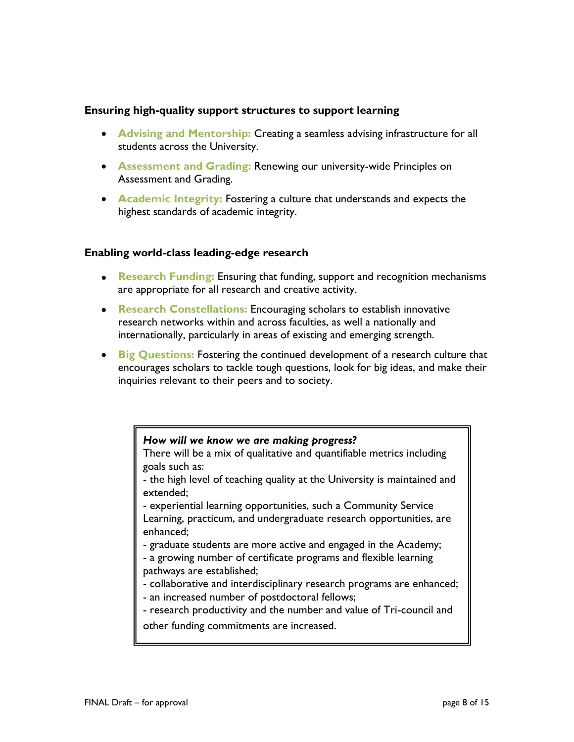### Ensuring high-quality support structures to support learning

- **Advising and Mentorship:** Creating a seamless advising infrastructure for all students across the University.
- **Assessment and Grading:** Renewing our university-wide Principles on Assessment and Grading.
- **Academic Integrity:** Fostering a culture that understands and expects the highest standards of academic integrity.

### Enabling world-class leading-edge research

- **Research Funding:** Ensuring that funding, support and recognition mechanisms are appropriate for all research and creative activity.
- **Research Constellations:** Encouraging scholars to establish innovative research networks within and across faculties, as well a nationally and internationally, particularly in areas of existing and emerging strength.
- **Big Questions:** Fostering the continued development of a research culture that encourages scholars to tackle tough questions, look for big ideas, and make their inquiries relevant to their peers and to society.

> ***How will we know we are making progress?***
> There will be a mix of qualitative and quantifiable metrics including goals such as:
> - the high level of teaching quality at the University is maintained and extended;
> - experiential learning opportunities, such a Community Service Learning, practicum, and undergraduate research opportunities, are enhanced;
> - graduate students are more active and engaged in the Academy;
> - a growing number of certificate programs and flexible learning pathways are established;
> - collaborative and interdisciplinary research programs are enhanced;
> - an increased number of postdoctoral fellows;
> - research productivity and the number and value of Tri-council and other funding commitments are increased.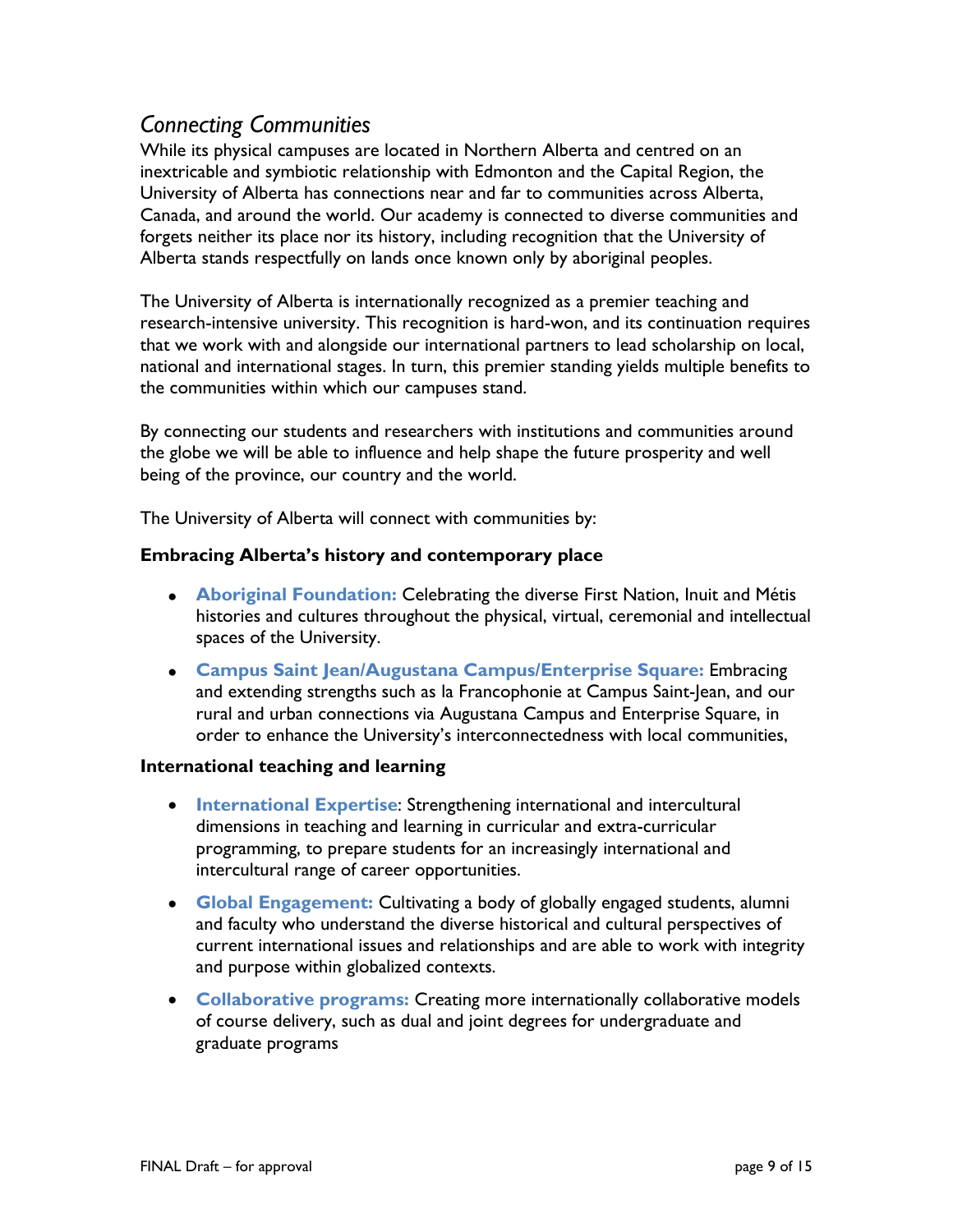## *Connecting Communities*

While its physical campuses are located in Northern Alberta and centred on an inextricable and symbiotic relationship with Edmonton and the Capital Region, the University of Alberta has connections near and far to communities across Alberta, Canada, and around the world. Our academy is connected to diverse communities and forgets neither its place nor its history, including recognition that the University of Alberta stands respectfully on lands once known only by aboriginal peoples.

The University of Alberta is internationally recognized as a premier teaching and research-intensive university. This recognition is hard-won, and its continuation requires that we work with and alongside our international partners to lead scholarship on local, national and international stages. In turn, this premier standing yields multiple benefits to the communities within which our campuses stand.

By connecting our students and researchers with institutions and communities around the globe we will be able to influence and help shape the future prosperity and well being of the province, our country and the world.

The University of Alberta will connect with communities by:

**Embracing Alberta's history and contemporary place**

- **Aboriginal Foundation:** Celebrating the diverse First Nation, Inuit and Métis histories and cultures throughout the physical, virtual, ceremonial and intellectual spaces of the University.
- **Campus Saint Jean/Augustana Campus/Enterprise Square:** Embracing and extending strengths such as la Francophonie at Campus Saint-Jean, and our rural and urban connections via Augustana Campus and Enterprise Square, in order to enhance the University's interconnectedness with local communities,

**International teaching and learning**

- **International Expertise**: Strengthening international and intercultural dimensions in teaching and learning in curricular and extra-curricular programming, to prepare students for an increasingly international and intercultural range of career opportunities.
- **Global Engagement:** Cultivating a body of globally engaged students, alumni and faculty who understand the diverse historical and cultural perspectives of current international issues and relationships and are able to work with integrity and purpose within globalized contexts.
- **Collaborative programs:** Creating more internationally collaborative models of course delivery, such as dual and joint degrees for undergraduate and graduate programs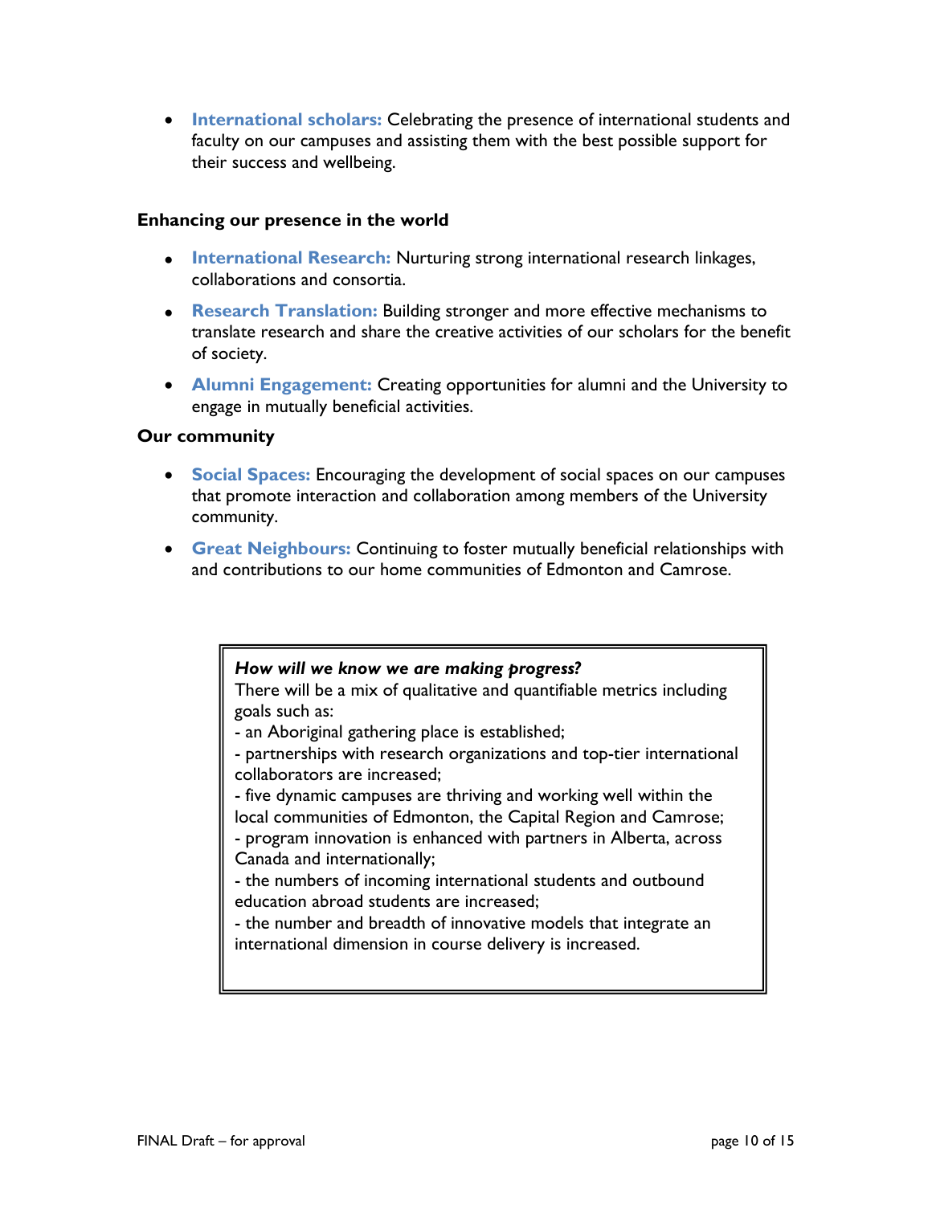- **International scholars:** Celebrating the presence of international students and faculty on our campuses and assisting them with the best possible support for their success and wellbeing.

**Enhancing our presence in the world**

- **International Research:** Nurturing strong international research linkages, collaborations and consortia.
- **Research Translation:** Building stronger and more effective mechanisms to translate research and share the creative activities of our scholars for the benefit of society.
- **Alumni Engagement:** Creating opportunities for alumni and the University to engage in mutually beneficial activities.

**Our community**

- **Social Spaces:** Encouraging the development of social spaces on our campuses that promote interaction and collaboration among members of the University community.
- **Great Neighbours:** Continuing to foster mutually beneficial relationships with and contributions to our home communities of Edmonton and Camrose.

> ***How will we know we are making progress?***
> There will be a mix of qualitative and quantifiable metrics including goals such as:
> - an Aboriginal gathering place is established;
> - partnerships with research organizations and top-tier international collaborators are increased;
> - five dynamic campuses are thriving and working well within the local communities of Edmonton, the Capital Region and Camrose;
> - program innovation is enhanced with partners in Alberta, across Canada and internationally;
> - the numbers of incoming international students and outbound education abroad students are increased;
> - the number and breadth of innovative models that integrate an international dimension in course delivery is increased.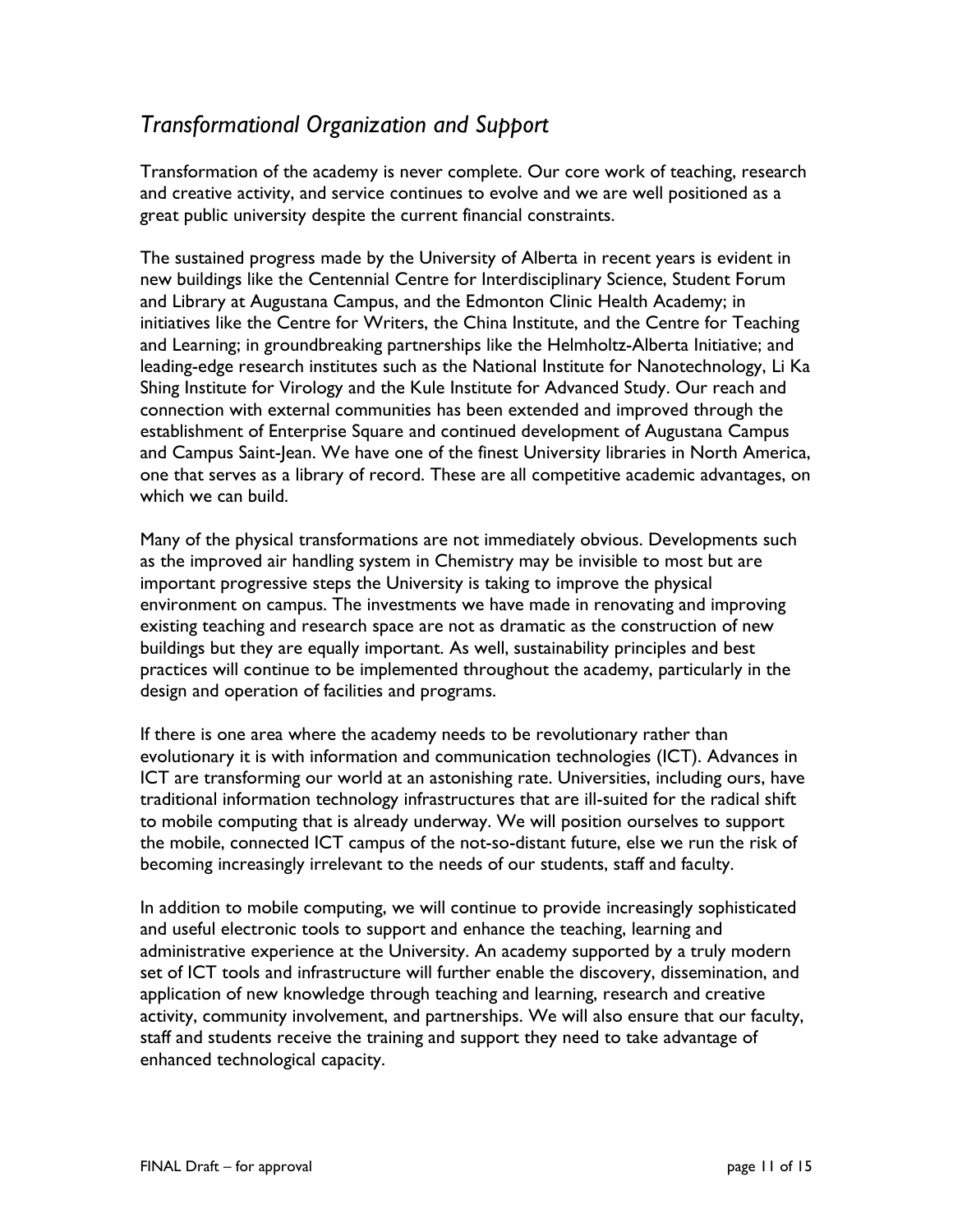## *Transformational Organization and Support*

Transformation of the academy is never complete. Our core work of teaching, research and creative activity, and service continues to evolve and we are well positioned as a great public university despite the current financial constraints.

The sustained progress made by the University of Alberta in recent years is evident in new buildings like the Centennial Centre for Interdisciplinary Science, Student Forum and Library at Augustana Campus, and the Edmonton Clinic Health Academy; in initiatives like the Centre for Writers, the China Institute, and the Centre for Teaching and Learning; in groundbreaking partnerships like the Helmholtz-Alberta Initiative; and leading-edge research institutes such as the National Institute for Nanotechnology, Li Ka Shing Institute for Virology and the Kule Institute for Advanced Study. Our reach and connection with external communities has been extended and improved through the establishment of Enterprise Square and continued development of Augustana Campus and Campus Saint-Jean. We have one of the finest University libraries in North America, one that serves as a library of record. These are all competitive academic advantages, on which we can build.

Many of the physical transformations are not immediately obvious. Developments such as the improved air handling system in Chemistry may be invisible to most but are important progressive steps the University is taking to improve the physical environment on campus. The investments we have made in renovating and improving existing teaching and research space are not as dramatic as the construction of new buildings but they are equally important. As well, sustainability principles and best practices will continue to be implemented throughout the academy, particularly in the design and operation of facilities and programs.

If there is one area where the academy needs to be revolutionary rather than evolutionary it is with information and communication technologies (ICT). Advances in ICT are transforming our world at an astonishing rate. Universities, including ours, have traditional information technology infrastructures that are ill-suited for the radical shift to mobile computing that is already underway. We will position ourselves to support the mobile, connected ICT campus of the not-so-distant future, else we run the risk of becoming increasingly irrelevant to the needs of our students, staff and faculty.

In addition to mobile computing, we will continue to provide increasingly sophisticated and useful electronic tools to support and enhance the teaching, learning and administrative experience at the University. An academy supported by a truly modern set of ICT tools and infrastructure will further enable the discovery, dissemination, and application of new knowledge through teaching and learning, research and creative activity, community involvement, and partnerships. We will also ensure that our faculty, staff and students receive the training and support they need to take advantage of enhanced technological capacity.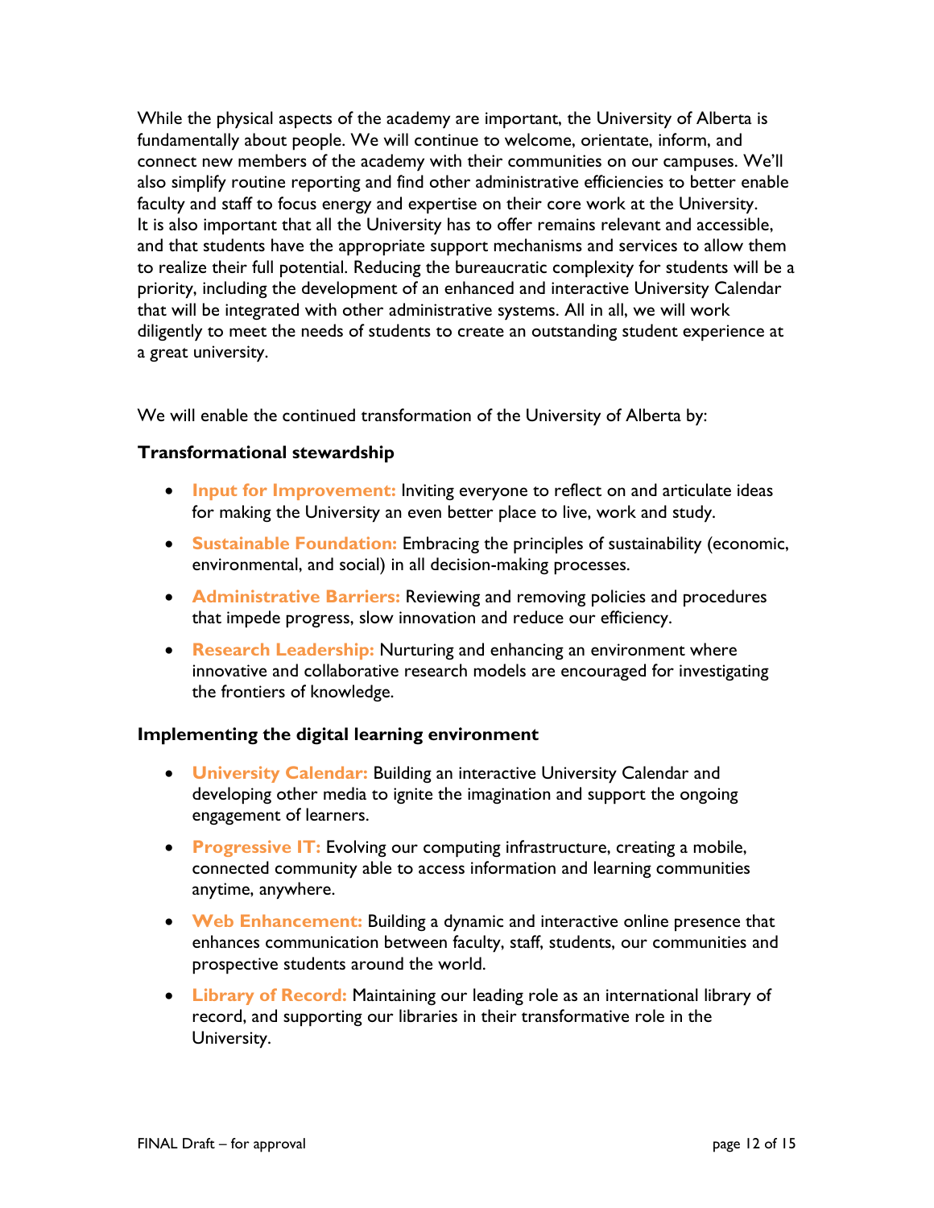While the physical aspects of the academy are important, the University of Alberta is fundamentally about people. We will continue to welcome, orientate, inform, and connect new members of the academy with their communities on our campuses. We'll also simplify routine reporting and find other administrative efficiencies to better enable faculty and staff to focus energy and expertise on their core work at the University. It is also important that all the University has to offer remains relevant and accessible, and that students have the appropriate support mechanisms and services to allow them to realize their full potential. Reducing the bureaucratic complexity for students will be a priority, including the development of an enhanced and interactive University Calendar that will be integrated with other administrative systems. All in all, we will work diligently to meet the needs of students to create an outstanding student experience at a great university.

We will enable the continued transformation of the University of Alberta by:

### Transformational stewardship

- **Input for Improvement:** Inviting everyone to reflect on and articulate ideas for making the University an even better place to live, work and study.
- **Sustainable Foundation:** Embracing the principles of sustainability (economic, environmental, and social) in all decision-making processes.
- **Administrative Barriers:** Reviewing and removing policies and procedures that impede progress, slow innovation and reduce our efficiency.
- **Research Leadership:** Nurturing and enhancing an environment where innovative and collaborative research models are encouraged for investigating the frontiers of knowledge.

### Implementing the digital learning environment

- **University Calendar:** Building an interactive University Calendar and developing other media to ignite the imagination and support the ongoing engagement of learners.
- **Progressive IT:** Evolving our computing infrastructure, creating a mobile, connected community able to access information and learning communities anytime, anywhere.
- **Web Enhancement:** Building a dynamic and interactive online presence that enhances communication between faculty, staff, students, our communities and prospective students around the world.
- **Library of Record:** Maintaining our leading role as an international library of record, and supporting our libraries in their transformative role in the University.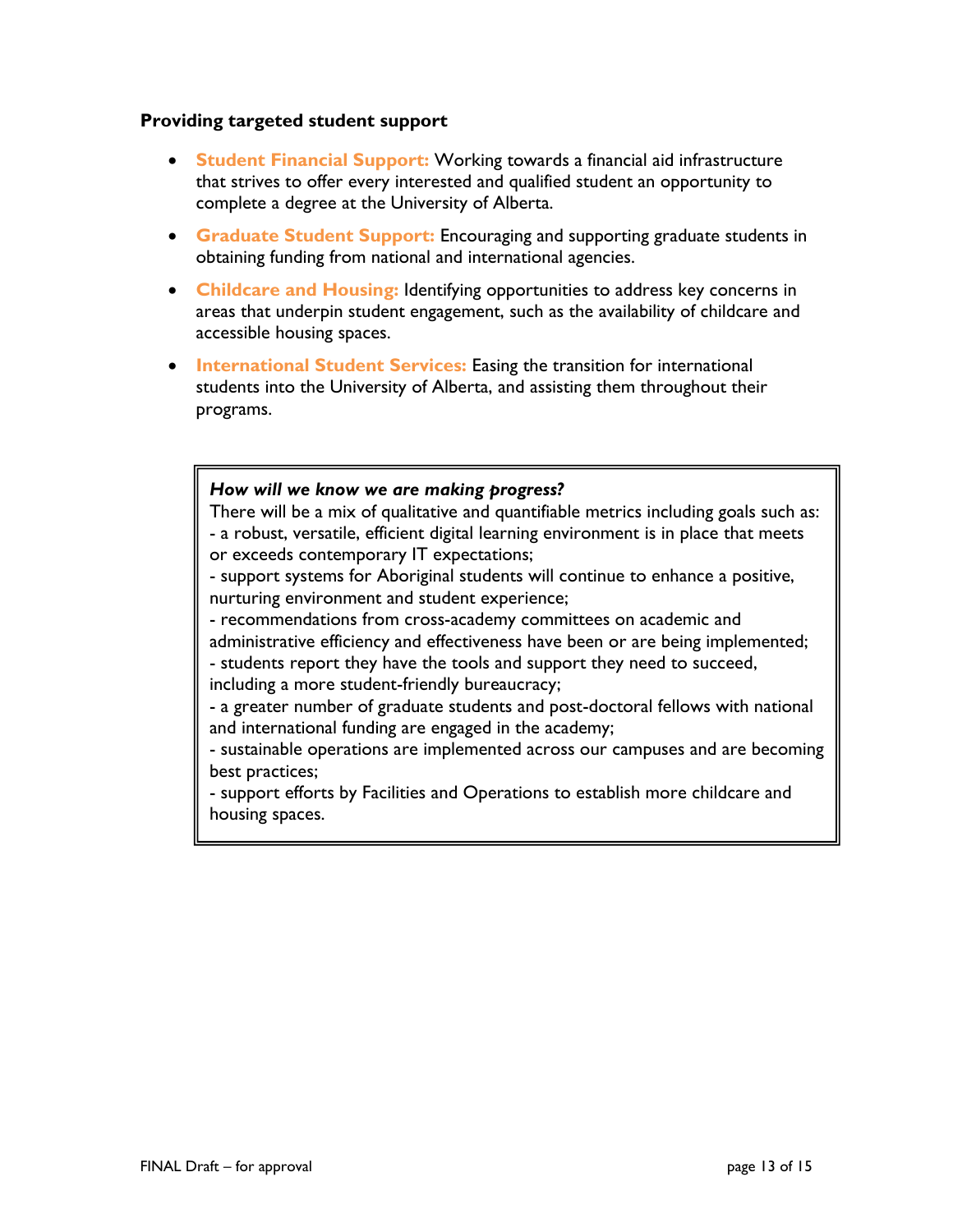### Providing targeted student support

- **Student Financial Support:** Working towards a financial aid infrastructure that strives to offer every interested and qualified student an opportunity to complete a degree at the University of Alberta.
- **Graduate Student Support:** Encouraging and supporting graduate students in obtaining funding from national and international agencies.
- **Childcare and Housing:** Identifying opportunities to address key concerns in areas that underpin student engagement, such as the availability of childcare and accessible housing spaces.
- **International Student Services:** Easing the transition for international students into the University of Alberta, and assisting them throughout their programs.

> ***How will we know we are making progress?***
> There will be a mix of qualitative and quantifiable metrics including goals such as:
> - a robust, versatile, efficient digital learning environment is in place that meets or exceeds contemporary IT expectations;
> - support systems for Aboriginal students will continue to enhance a positive, nurturing environment and student experience;
> - recommendations from cross-academy committees on academic and administrative efficiency and effectiveness have been or are being implemented;
> - students report they have the tools and support they need to succeed, including a more student-friendly bureaucracy;
> - a greater number of graduate students and post-doctoral fellows with national and international funding are engaged in the academy;
> - sustainable operations are implemented across our campuses and are becoming best practices;
> - support efforts by Facilities and Operations to establish more childcare and housing spaces.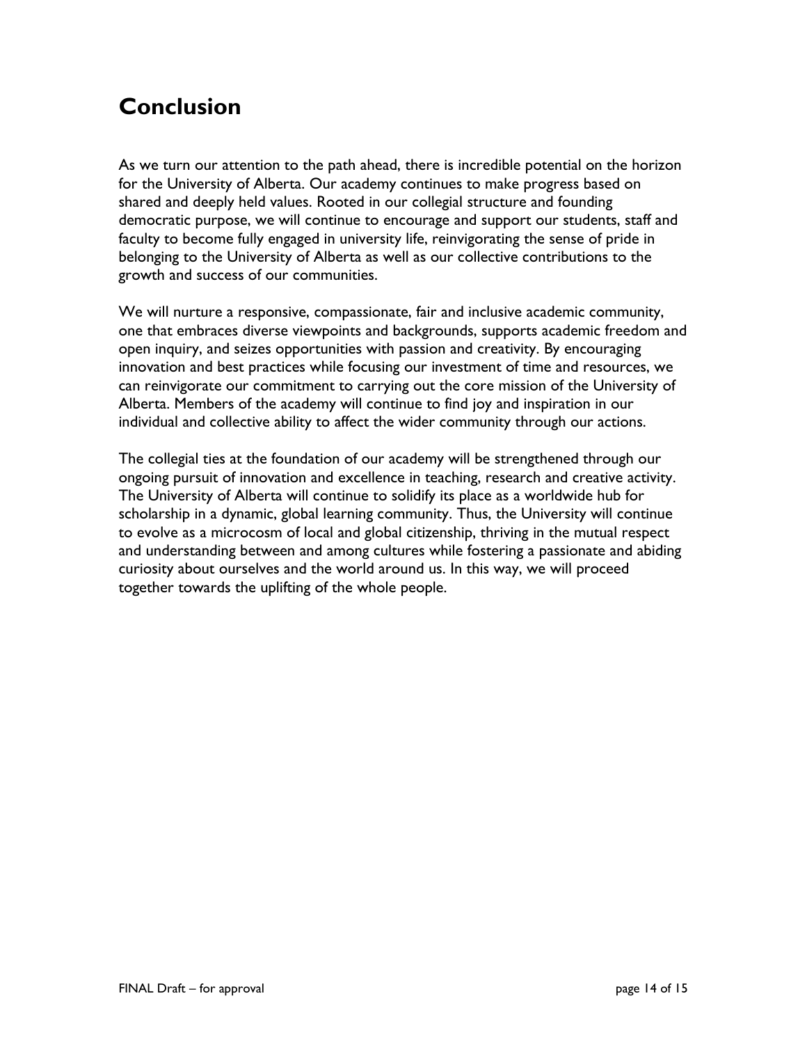# Conclusion

As we turn our attention to the path ahead, there is incredible potential on the horizon for the University of Alberta. Our academy continues to make progress based on shared and deeply held values. Rooted in our collegial structure and founding democratic purpose, we will continue to encourage and support our students, staff and faculty to become fully engaged in university life, reinvigorating the sense of pride in belonging to the University of Alberta as well as our collective contributions to the growth and success of our communities.

We will nurture a responsive, compassionate, fair and inclusive academic community, one that embraces diverse viewpoints and backgrounds, supports academic freedom and open inquiry, and seizes opportunities with passion and creativity. By encouraging innovation and best practices while focusing our investment of time and resources, we can reinvigorate our commitment to carrying out the core mission of the University of Alberta. Members of the academy will continue to find joy and inspiration in our individual and collective ability to affect the wider community through our actions.

The collegial ties at the foundation of our academy will be strengthened through our ongoing pursuit of innovation and excellence in teaching, research and creative activity. The University of Alberta will continue to solidify its place as a worldwide hub for scholarship in a dynamic, global learning community. Thus, the University will continue to evolve as a microcosm of local and global citizenship, thriving in the mutual respect and understanding between and among cultures while fostering a passionate and abiding curiosity about ourselves and the world around us. In this way, we will proceed together towards the uplifting of the whole people.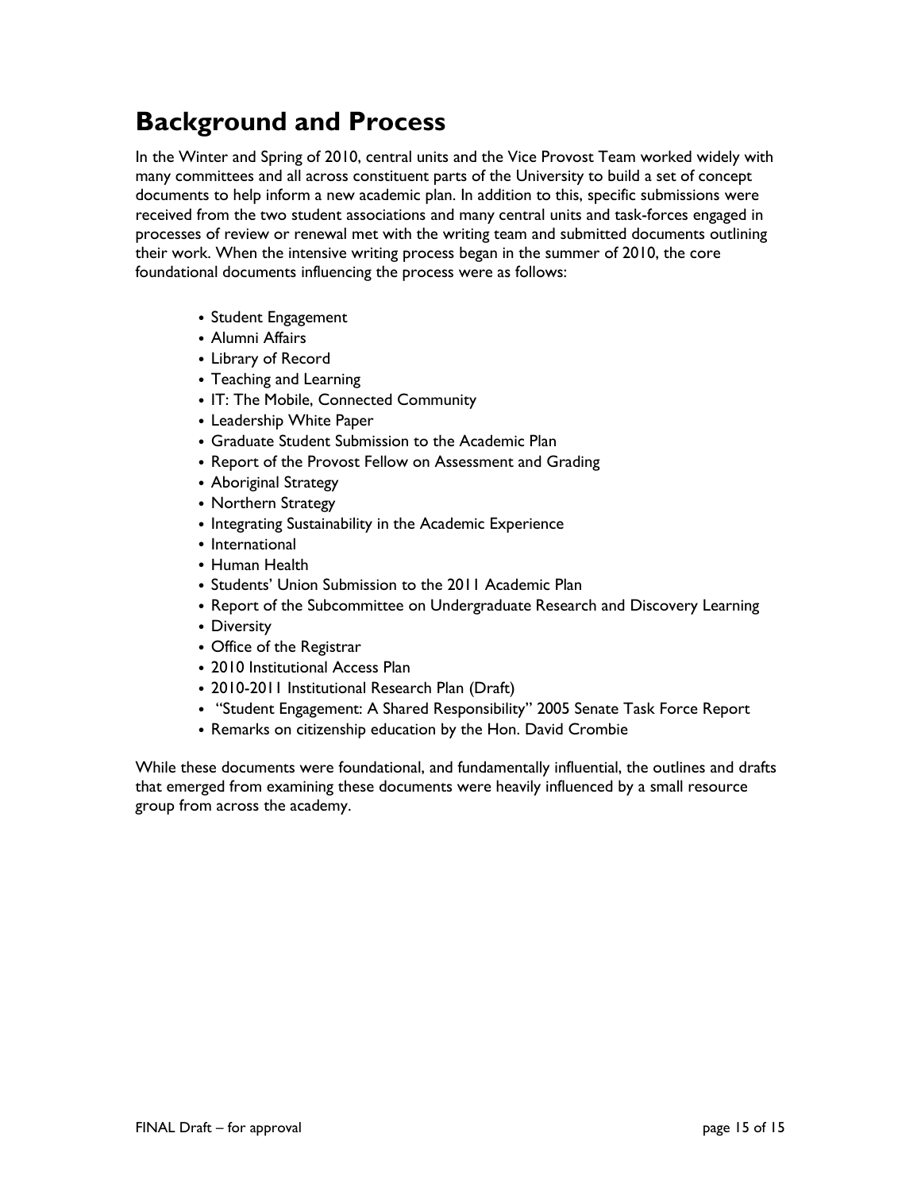# Background and Process

In the Winter and Spring of 2010, central units and the Vice Provost Team worked widely with many committees and all across constituent parts of the University to build a set of concept documents to help inform a new academic plan. In addition to this, specific submissions were received from the two student associations and many central units and task-forces engaged in processes of review or renewal met with the writing team and submitted documents outlining their work. When the intensive writing process began in the summer of 2010, the core foundational documents influencing the process were as follows:

- Student Engagement
- Alumni Affairs
- Library of Record
- Teaching and Learning
- IT: The Mobile, Connected Community
- Leadership White Paper
- Graduate Student Submission to the Academic Plan
- Report of the Provost Fellow on Assessment and Grading
- Aboriginal Strategy
- Northern Strategy
- Integrating Sustainability in the Academic Experience
- International
- Human Health
- Students' Union Submission to the 2011 Academic Plan
- Report of the Subcommittee on Undergraduate Research and Discovery Learning
- Diversity
- Office of the Registrar
- 2010 Institutional Access Plan
- 2010-2011 Institutional Research Plan (Draft)
- "Student Engagement: A Shared Responsibility" 2005 Senate Task Force Report
- Remarks on citizenship education by the Hon. David Crombie

While these documents were foundational, and fundamentally influential, the outlines and drafts that emerged from examining these documents were heavily influenced by a small resource group from across the academy.